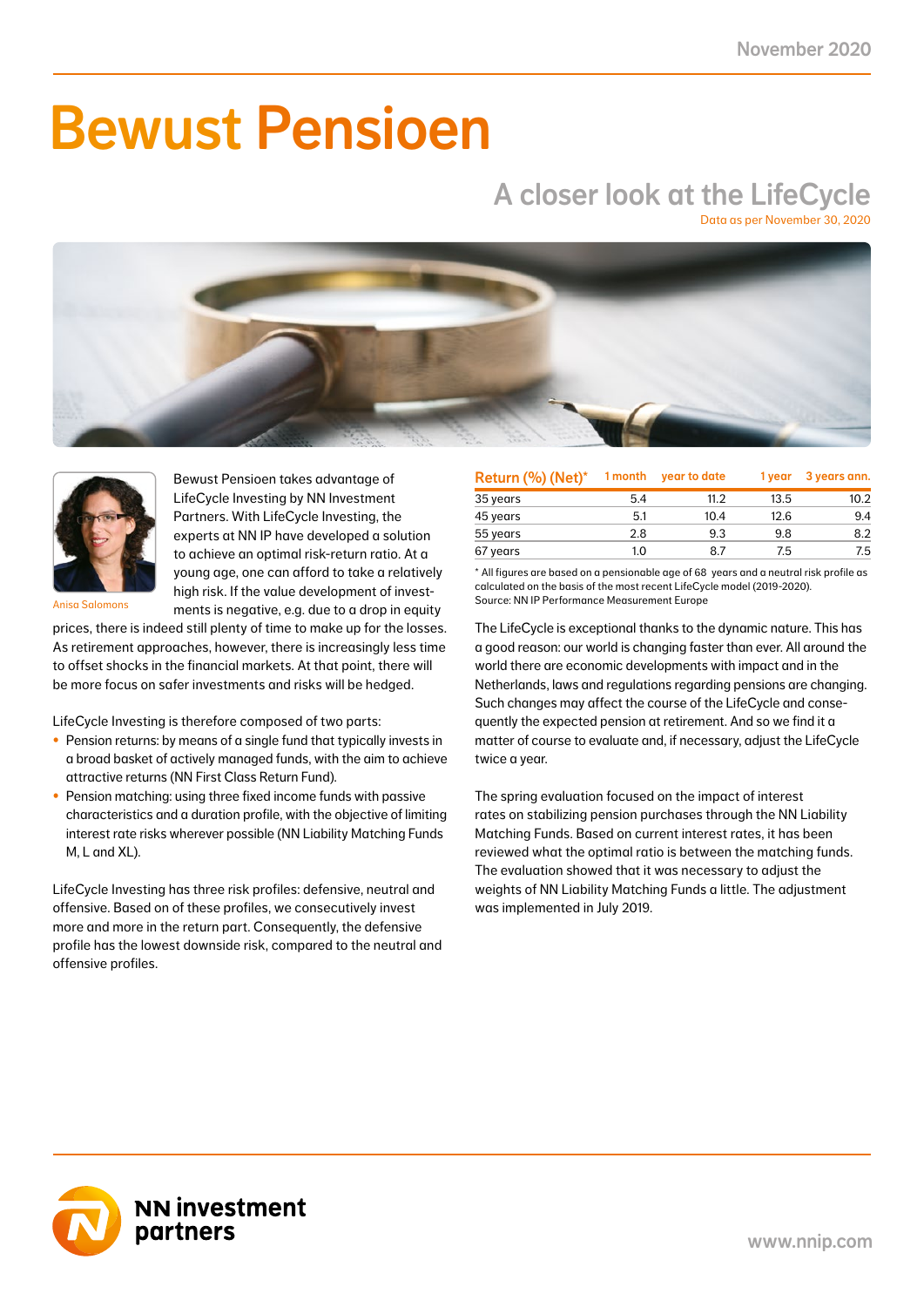November 2020

# Bewust Pensioen

## A closer look at the LifeCycle

Data as per November 30, 2020

Anisa Salomons

Bewust Pensioen takes advantage of LifeCycle Investing by NN Investment Partners. With LifeCycle Investing, the experts at NN IP have developed a solution to achieve an optimal risk-return ratio. At a young age, one can afford to take a relatively high risk. If the value development of investments is negative, e.g. due to a drop in equity prices, there is indeed still plenty of time to make up for the losses. As retirement approaches, however, there is increasingly less time to offset shocks in the financial markets. At that point, there will be more focus on safer investments and risks will be hedged.

LifeCycle Investing is therefore composed of two parts:

- Pension returns: by means of a single fund that typically invests in a broad basket of actively managed funds, with the aim to achieve attractive returns (NN First Class Return Fund).
- Pension matching: using three fixed income funds with passive characteristics and a duration profile, with the objective of limiting interest rate risks wherever possible (NN Liability Matching Funds M, L and XL).

LifeCycle Investing has three risk profiles: defensive, neutral and offensive. Based on of these profiles, we consecutively invest more and more in the return part. Consequently, the defensive profile has the lowest downside risk, compared to the neutral and offensive profiles.

| Return (%) (Net)* | 1 month | year to date | 1 year | 3 years ann. |
|---|---|---|---|---|
| 35 years | 5.4 | 11.2 | 13.5 | 10.2 |
| 45 years | 5.1 | 10.4 | 12.6 | 9.4 |
| 55 years | 2.8 | 9.3 | 9.8 | 8.2 |
| 67 years | 1.0 | 8.7 | 7.5 | 7.5 |

\* All figures are based on a pensionable age of 68 years and a neutral risk profile as calculated on the basis of the most recent LifeCycle model (2019-2020).
Source: NN IP Performance Measurement Europe

The LifeCycle is exceptional thanks to the dynamic nature. This has a good reason: our world is changing faster than ever. All around the world there are economic developments with impact and in the Netherlands, laws and regulations regarding pensions are changing. Such changes may affect the course of the LifeCycle and consequently the expected pension at retirement. And so we find it a matter of course to evaluate and, if necessary, adjust the LifeCycle twice a year.

The spring evaluation focused on the impact of interest rates on stabilizing pension purchases through the NN Liability Matching Funds. Based on current interest rates, it has been reviewed what the optimal ratio is between the matching funds. The evaluation showed that it was necessary to adjust the weights of NN Liability Matching Funds a little. The adjustment was implemented in July 2019.

NN investment partners

www.nnip.com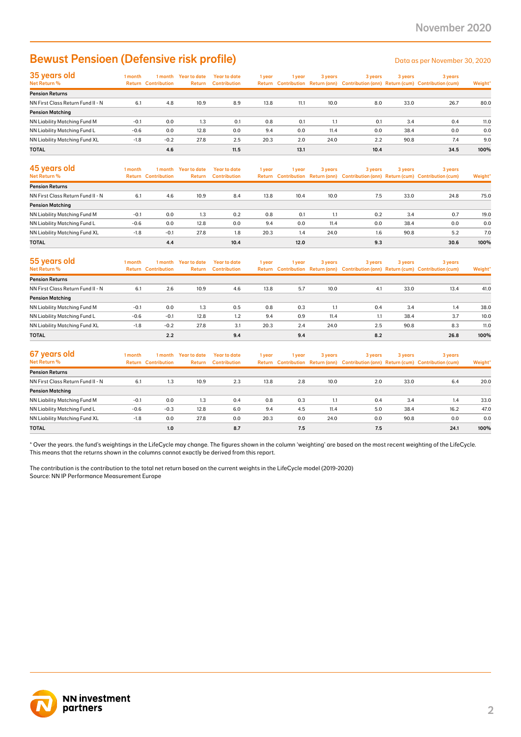# Bewust Pensioen (Defensive risk profile)

Data as per November 30, 2020

| 35 years old<br>Net Return % | 1 month Return | 1 month Contribution | Year to date Return | Year to date Contribution | 1 year Return | 1 year Contribution | 3 years Return (ann) | 3 years Contribution (ann) | 3 years Return (cum) | 3 years Contribution (cum) | Weight* |
|---|---|---|---|---|---|---|---|---|---|---|---|
| **Pension Returns** | | | | | | | | | | | |
| NN First Class Return Fund II - N | 6.1 | 4.8 | 10.9 | 8.9 | 13.8 | 11.1 | 10.0 | 8.0 | 33.0 | 26.7 | 80.0 |
| **Pension Matching** | | | | | | | | | | | |
| NN Liability Matching Fund M | -0.1 | 0.0 | 1.3 | 0.1 | 0.8 | 0.1 | 1.1 | 0.1 | 3.4 | 0.4 | 11.0 |
| NN Liability Matching Fund L | -0.6 | 0.0 | 12.8 | 0.0 | 9.4 | 0.0 | 11.4 | 0.0 | 38.4 | 0.0 | 0.0 |
| NN Liability Matching Fund XL | -1.8 | -0.2 | 27.8 | 2.5 | 20.3 | 2.0 | 24.0 | 2.2 | 90.8 | 7.4 | 9.0 |
| **TOTAL** | | **4.6** | | **11.5** | | **13.1** | | **10.4** | | **34.5** | **100%** |

| 45 years old<br>Net Return % | 1 month Return | 1 month Contribution | Year to date Return | Year to date Contribution | 1 year Return | 1 year Contribution | 3 years Return (ann) | 3 years Contribution (ann) | 3 years Return (cum) | 3 years Contribution (cum) | Weight* |
|---|---|---|---|---|---|---|---|---|---|---|---|
| **Pension Returns** | | | | | | | | | | | |
| NN First Class Return Fund II - N | 6.1 | 4.6 | 10.9 | 8.4 | 13.8 | 10.4 | 10.0 | 7.5 | 33.0 | 24.8 | 75.0 |
| **Pension Matching** | | | | | | | | | | | |
| NN Liability Matching Fund M | -0.1 | 0.0 | 1.3 | 0.2 | 0.8 | 0.1 | 1.1 | 0.2 | 3.4 | 0.7 | 19.0 |
| NN Liability Matching Fund L | -0.6 | 0.0 | 12.8 | 0.0 | 9.4 | 0.0 | 11.4 | 0.0 | 38.4 | 0.0 | 0.0 |
| NN Liability Matching Fund XL | -1.8 | -0.1 | 27.8 | 1.8 | 20.3 | 1.4 | 24.0 | 1.6 | 90.8 | 5.2 | 7.0 |
| **TOTAL** | | **4.4** | | **10.4** | | **12.0** | | **9.3** | | **30.6** | **100%** |

| 55 years old<br>Net Return % | 1 month Return | 1 month Contribution | Year to date Return | Year to date Contribution | 1 year Return | 1 year Contribution | 3 years Return (ann) | 3 years Contribution (ann) | 3 years Return (cum) | 3 years Contribution (cum) | Weight* |
|---|---|---|---|---|---|---|---|---|---|---|---|
| **Pension Returns** | | | | | | | | | | | |
| NN First Class Return Fund II - N | 6.1 | 2.6 | 10.9 | 4.6 | 13.8 | 5.7 | 10.0 | 4.1 | 33.0 | 13.4 | 41.0 |
| **Pension Matching** | | | | | | | | | | | |
| NN Liability Matching Fund M | -0.1 | 0.0 | 1.3 | 0.5 | 0.8 | 0.3 | 1.1 | 0.4 | 3.4 | 1.4 | 38.0 |
| NN Liability Matching Fund L | -0.6 | -0.1 | 12.8 | 1.2 | 9.4 | 0.9 | 11.4 | 1.1 | 38.4 | 3.7 | 10.0 |
| NN Liability Matching Fund XL | -1.8 | -0.2 | 27.8 | 3.1 | 20.3 | 2.4 | 24.0 | 2.5 | 90.8 | 8.3 | 11.0 |
| **TOTAL** | | **2.2** | | **9.4** | | **9.4** | | **8.2** | | **26.8** | **100%** |

| 67 years old<br>Net Return % | 1 month Return | 1 month Contribution | Year to date Return | Year to date Contribution | 1 year Return | 1 year Contribution | 3 years Return (ann) | 3 years Contribution (ann) | 3 years Return (cum) | 3 years Contribution (cum) | Weight* |
|---|---|---|---|---|---|---|---|---|---|---|---|
| **Pension Returns** | | | | | | | | | | | |
| NN First Class Return Fund II - N | 6.1 | 1.3 | 10.9 | 2.3 | 13.8 | 2.8 | 10.0 | 2.0 | 33.0 | 6.4 | 20.0 |
| **Pension Matching** | | | | | | | | | | | |
| NN Liability Matching Fund M | -0.1 | 0.0 | 1.3 | 0.4 | 0.8 | 0.3 | 1.1 | 0.4 | 3.4 | 1.4 | 33.0 |
| NN Liability Matching Fund L | -0.6 | -0.3 | 12.8 | 6.0 | 9.4 | 4.5 | 11.4 | 5.0 | 38.4 | 16.2 | 47.0 |
| NN Liability Matching Fund XL | -1.8 | 0.0 | 27.8 | 0.0 | 20.3 | 0.0 | 24.0 | 0.0 | 90.8 | 0.0 | 0.0 |
| **TOTAL** | | **1.0** | | **8.7** | | **7.5** | | **7.5** | | **24.1** | **100%** |

* Over the years. the fund's weightings in the LifeCycle may change. The figures shown in the column 'weighting' are based on the most recent weighting of the LifeCycle. This means that the returns shown in the columns cannot exactly be derived from this report.

The contribution is the contribution to the total net return based on the current weights in the LifeCycle model (2019-2020)
Source: NN IP Performance Measurement Europe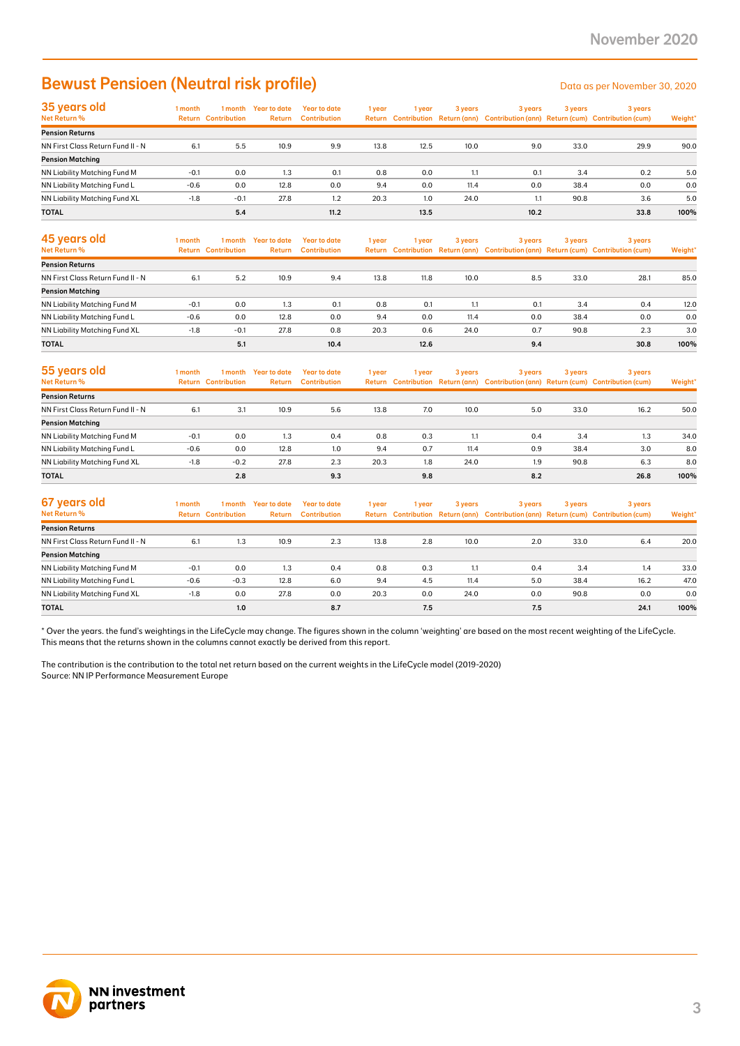# Bewust Pensioen (Neutral risk profile)

Data as per November 30, 2020

## 35 years old

| Net Return % | 1 month Return | 1 month Contribution | Year to date Return | Year to date Contribution | 1 year Return | 1 year Contribution | 3 years Return (ann) | 3 years Contribution (ann) | 3 years Return (cum) | 3 years Contribution (cum) | Weight* |
|---|---|---|---|---|---|---|---|---|---|---|---|
| **Pension Returns** | | | | | | | | | | | |
| NN First Class Return Fund II - N | 6.1 | 5.5 | 10.9 | 9.9 | 13.8 | 12.5 | 10.0 | 9.0 | 33.0 | 29.9 | 90.0 |
| **Pension Matching** | | | | | | | | | | | |
| NN Liability Matching Fund M | -0.1 | 0.0 | 1.3 | 0.1 | 0.8 | 0.0 | 1.1 | 0.1 | 3.4 | 0.2 | 5.0 |
| NN Liability Matching Fund L | -0.6 | 0.0 | 12.8 | 0.0 | 9.4 | 0.0 | 11.4 | 0.0 | 38.4 | 0.0 | 0.0 |
| NN Liability Matching Fund XL | -1.8 | -0.1 | 27.8 | 1.2 | 20.3 | 1.0 | 24.0 | 1.1 | 90.8 | 3.6 | 5.0 |
| **TOTAL** | | **5.4** | | **11.2** | | **13.5** | | **10.2** | | **33.8** | **100%** |

## 45 years old

| Net Return % | 1 month Return | 1 month Contribution | Year to date Return | Year to date Contribution | 1 year Return | 1 year Contribution | 3 years Return (ann) | 3 years Contribution (ann) | 3 years Return (cum) | 3 years Contribution (cum) | Weight* |
|---|---|---|---|---|---|---|---|---|---|---|---|
| **Pension Returns** | | | | | | | | | | | |
| NN First Class Return Fund II - N | 6.1 | 5.2 | 10.9 | 9.4 | 13.8 | 11.8 | 10.0 | 8.5 | 33.0 | 28.1 | 85.0 |
| **Pension Matching** | | | | | | | | | | | |
| NN Liability Matching Fund M | -0.1 | 0.0 | 1.3 | 0.1 | 0.8 | 0.1 | 1.1 | 0.1 | 3.4 | 0.4 | 12.0 |
| NN Liability Matching Fund L | -0.6 | 0.0 | 12.8 | 0.0 | 9.4 | 0.0 | 11.4 | 0.0 | 38.4 | 0.0 | 0.0 |
| NN Liability Matching Fund XL | -1.8 | -0.1 | 27.8 | 0.8 | 20.3 | 0.6 | 24.0 | 0.7 | 90.8 | 2.3 | 3.0 |
| **TOTAL** | | **5.1** | | **10.4** | | **12.6** | | **9.4** | | **30.8** | **100%** |

## 55 years old

| Net Return % | 1 month Return | 1 month Contribution | Year to date Return | Year to date Contribution | 1 year Return | 1 year Contribution | 3 years Return (ann) | 3 years Contribution (ann) | 3 years Return (cum) | 3 years Contribution (cum) | Weight* |
|---|---|---|---|---|---|---|---|---|---|---|---|
| **Pension Returns** | | | | | | | | | | | |
| NN First Class Return Fund II - N | 6.1 | 3.1 | 10.9 | 5.6 | 13.8 | 7.0 | 10.0 | 5.0 | 33.0 | 16.2 | 50.0 |
| **Pension Matching** | | | | | | | | | | | |
| NN Liability Matching Fund M | -0.1 | 0.0 | 1.3 | 0.4 | 0.8 | 0.3 | 1.1 | 0.4 | 3.4 | 1.3 | 34.0 |
| NN Liability Matching Fund L | -0.6 | 0.0 | 12.8 | 1.0 | 9.4 | 0.7 | 11.4 | 0.9 | 38.4 | 3.0 | 8.0 |
| NN Liability Matching Fund XL | -1.8 | -0.2 | 27.8 | 2.3 | 20.3 | 1.8 | 24.0 | 1.9 | 90.8 | 6.3 | 8.0 |
| **TOTAL** | | **2.8** | | **9.3** | | **9.8** | | **8.2** | | **26.8** | **100%** |

## 67 years old

| Net Return % | 1 month Return | 1 month Contribution | Year to date Return | Year to date Contribution | 1 year Return | 1 year Contribution | 3 years Return (ann) | 3 years Contribution (ann) | 3 years Return (cum) | 3 years Contribution (cum) | Weight* |
|---|---|---|---|---|---|---|---|---|---|---|---|
| **Pension Returns** | | | | | | | | | | | |
| NN First Class Return Fund II - N | 6.1 | 1.3 | 10.9 | 2.3 | 13.8 | 2.8 | 10.0 | 2.0 | 33.0 | 6.4 | 20.0 |
| **Pension Matching** | | | | | | | | | | | |
| NN Liability Matching Fund M | -0.1 | 0.0 | 1.3 | 0.4 | 0.8 | 0.3 | 1.1 | 0.4 | 3.4 | 1.4 | 33.0 |
| NN Liability Matching Fund L | -0.6 | -0.3 | 12.8 | 6.0 | 9.4 | 4.5 | 11.4 | 5.0 | 38.4 | 16.2 | 47.0 |
| NN Liability Matching Fund XL | -1.8 | 0.0 | 27.8 | 0.0 | 20.3 | 0.0 | 24.0 | 0.0 | 90.8 | 0.0 | 0.0 |
| **TOTAL** | | **1.0** | | **8.7** | | **7.5** | | **7.5** | | **24.1** | **100%** |

* Over the years. the fund's weightings in the LifeCycle may change. The figures shown in the column 'weighting' are based on the most recent weighting of the LifeCycle. This means that the returns shown in the columns cannot exactly be derived from this report.

The contribution is the contribution to the total net return based on the current weights in the LifeCycle model (2019-2020)
Source: NN IP Performance Measurement Europe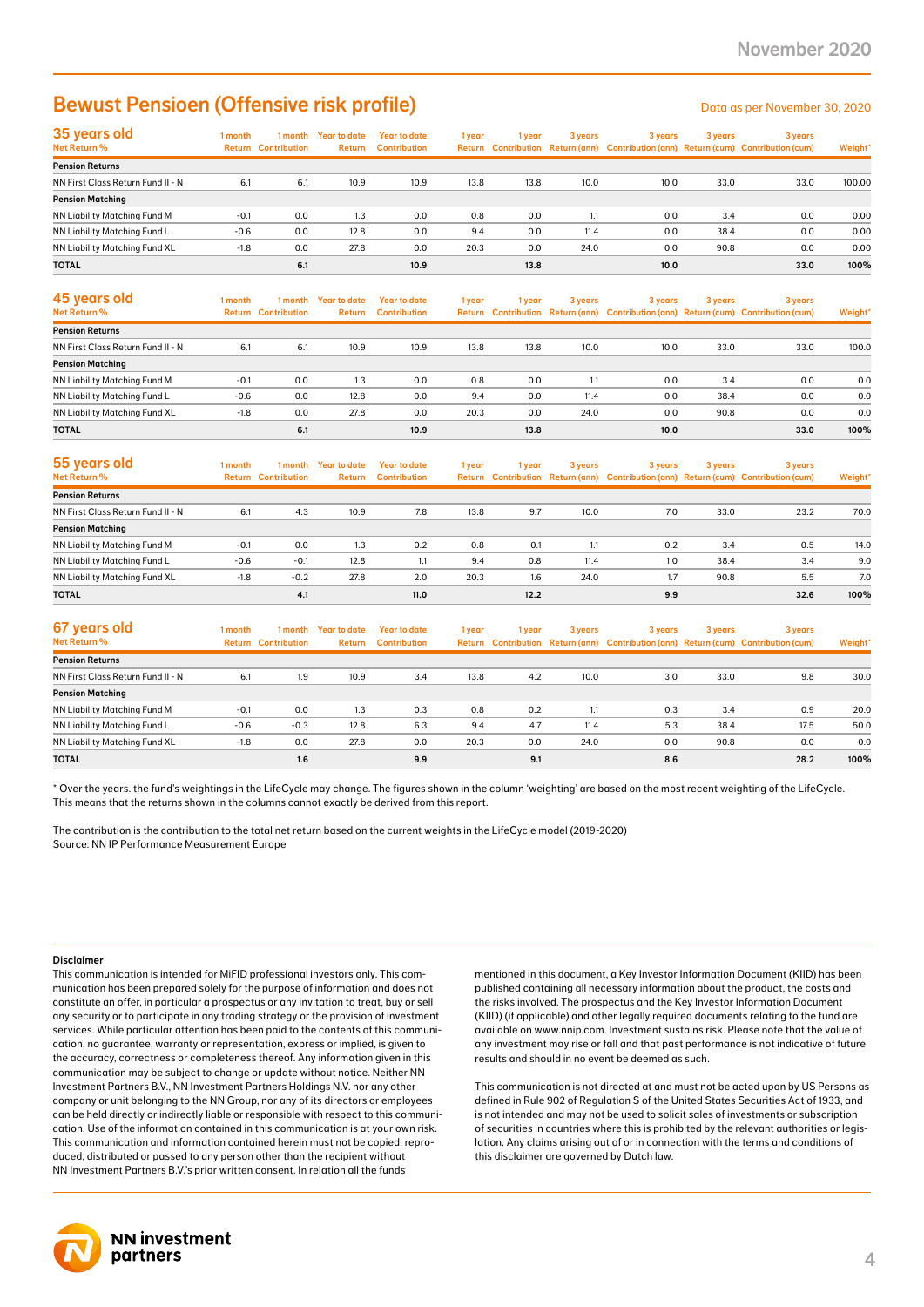## Bewust Pensioen (Offensive risk profile)

Data as per November 30, 2020

| 35 years old<br>Net Return % | 1 month Return | 1 month Contribution | Year to date Return | Year to date Contribution | 1 year Return | 1 year Contribution | 3 years Return (ann) | 3 years Contribution (ann) | 3 years Return (cum) | 3 years Contribution (cum) | Weight* |
|---|---|---|---|---|---|---|---|---|---|---|---|
| **Pension Returns** | | | | | | | | | | | |
| NN First Class Return Fund II - N | 6.1 | 6.1 | 10.9 | 10.9 | 13.8 | 13.8 | 10.0 | 10.0 | 33.0 | 33.0 | 100.00 |
| **Pension Matching** | | | | | | | | | | | |
| NN Liability Matching Fund M | -0.1 | 0.0 | 1.3 | 0.0 | 0.8 | 0.0 | 1.1 | 0.0 | 3.4 | 0.0 | 0.00 |
| NN Liability Matching Fund L | -0.6 | 0.0 | 12.8 | 0.0 | 9.4 | 0.0 | 11.4 | 0.0 | 38.4 | 0.0 | 0.00 |
| NN Liability Matching Fund XL | -1.8 | 0.0 | 27.8 | 0.0 | 20.3 | 0.0 | 24.0 | 0.0 | 90.8 | 0.0 | 0.00 |
| **TOTAL** | | **6.1** | | **10.9** | | **13.8** | | **10.0** | | **33.0** | **100%** |

| 45 years old<br>Net Return % | 1 month Return | 1 month Contribution | Year to date Return | Year to date Contribution | 1 year Return | 1 year Contribution | 3 years Return (ann) | 3 years Contribution (ann) | 3 years Return (cum) | 3 years Contribution (cum) | Weight* |
|---|---|---|---|---|---|---|---|---|---|---|---|
| **Pension Returns** | | | | | | | | | | | |
| NN First Class Return Fund II - N | 6.1 | 6.1 | 10.9 | 10.9 | 13.8 | 13.8 | 10.0 | 10.0 | 33.0 | 33.0 | 100.0 |
| **Pension Matching** | | | | | | | | | | | |
| NN Liability Matching Fund M | -0.1 | 0.0 | 1.3 | 0.0 | 0.8 | 0.0 | 1.1 | 0.0 | 3.4 | 0.0 | 0.0 |
| NN Liability Matching Fund L | -0.6 | 0.0 | 12.8 | 0.0 | 9.4 | 0.0 | 11.4 | 0.0 | 38.4 | 0.0 | 0.0 |
| NN Liability Matching Fund XL | -1.8 | 0.0 | 27.8 | 0.0 | 20.3 | 0.0 | 24.0 | 0.0 | 90.8 | 0.0 | 0.0 |
| **TOTAL** | | **6.1** | | **10.9** | | **13.8** | | **10.0** | | **33.0** | **100%** |

| 55 years old<br>Net Return % | 1 month Return | 1 month Contribution | Year to date Return | Year to date Contribution | 1 year Return | 1 year Contribution | 3 years Return (ann) | 3 years Contribution (ann) | 3 years Return (cum) | 3 years Contribution (cum) | Weight* |
|---|---|---|---|---|---|---|---|---|---|---|---|
| **Pension Returns** | | | | | | | | | | | |
| NN First Class Return Fund II - N | 6.1 | 4.3 | 10.9 | 7.8 | 13.8 | 9.7 | 10.0 | 7.0 | 33.0 | 23.2 | 70.0 |
| **Pension Matching** | | | | | | | | | | | |
| NN Liability Matching Fund M | -0.1 | 0.0 | 1.3 | 0.2 | 0.8 | 0.1 | 1.1 | 0.2 | 3.4 | 0.5 | 14.0 |
| NN Liability Matching Fund L | -0.6 | -0.1 | 12.8 | 1.1 | 9.4 | 0.8 | 11.4 | 1.0 | 38.4 | 3.4 | 9.0 |
| NN Liability Matching Fund XL | -1.8 | -0.2 | 27.8 | 2.0 | 20.3 | 1.6 | 24.0 | 1.7 | 90.8 | 5.5 | 7.0 |
| **TOTAL** | | **4.1** | | **11.0** | | **12.2** | | **9.9** | | **32.6** | **100%** |

| 67 years old<br>Net Return % | 1 month Return | 1 month Contribution | Year to date Return | Year to date Contribution | 1 year Return | 1 year Contribution | 3 years Return (ann) | 3 years Contribution (ann) | 3 years Return (cum) | 3 years Contribution (cum) | Weight* |
|---|---|---|---|---|---|---|---|---|---|---|---|
| **Pension Returns** | | | | | | | | | | | |
| NN First Class Return Fund II - N | 6.1 | 1.9 | 10.9 | 3.4 | 13.8 | 4.2 | 10.0 | 3.0 | 33.0 | 9.8 | 30.0 |
| **Pension Matching** | | | | | | | | | | | |
| NN Liability Matching Fund M | -0.1 | 0.0 | 1.3 | 0.3 | 0.8 | 0.2 | 1.1 | 0.3 | 3.4 | 0.9 | 20.0 |
| NN Liability Matching Fund L | -0.6 | -0.3 | 12.8 | 6.3 | 9.4 | 4.7 | 11.4 | 5.3 | 38.4 | 17.5 | 50.0 |
| NN Liability Matching Fund XL | -1.8 | 0.0 | 27.8 | 0.0 | 20.3 | 0.0 | 24.0 | 0.0 | 90.8 | 0.0 | 0.0 |
| **TOTAL** | | **1.6** | | **9.9** | | **9.1** | | **8.6** | | **28.2** | **100%** |

\* Over the years. the fund's weightings in the LifeCycle may change. The figures shown in the column 'weighting' are based on the most recent weighting of the LifeCycle. This means that the returns shown in the columns cannot exactly be derived from this report.

The contribution is the contribution to the total net return based on the current weights in the LifeCycle model (2019-2020)
Source: NN IP Performance Measurement Europe

**Disclaimer**

This communication is intended for MiFID professional investors only. This communication has been prepared solely for the purpose of information and does not constitute an offer, in particular a prospectus or any invitation to treat, buy or sell any security or to participate in any trading strategy or the provision of investment services. While particular attention has been paid to the contents of this communication, no guarantee, warranty or representation, express or implied, is given to the accuracy, correctness or completeness thereof. Any information given in this communication may be subject to change or update without notice. Neither NN Investment Partners B.V., NN Investment Partners Holdings N.V. nor any other company or unit belonging to the NN Group, nor any of its directors or employees can be held directly or indirectly liable or responsible with respect to this communication. Use of the information contained in this communication is at your own risk. This communication and information contained herein must not be copied, reproduced, distributed or passed to any person other than the recipient without NN Investment Partners B.V.'s prior written consent. In relation all the funds mentioned in this document, a Key Investor Information Document (KIID) has been published containing all necessary information about the product, the costs and the risks involved. The prospectus and the Key Investor Information Document (KIID) (if applicable) and other legally required documents relating to the fund are available on www.nnip.com. Investment sustains risk. Please note that the value of any investment may rise or fall and that past performance is not indicative of future results and should in no event be deemed as such.

This communication is not directed at and must not be acted upon by US Persons as defined in Rule 902 of Regulation S of the United States Securities Act of 1933, and is not intended and may not be used to solicit sales of investments or subscription of securities in countries where this is prohibited by the relevant authorities or legislation. Any claims arising out of or in connection with the terms and conditions of this disclaimer are governed by Dutch law.

NN investment partners